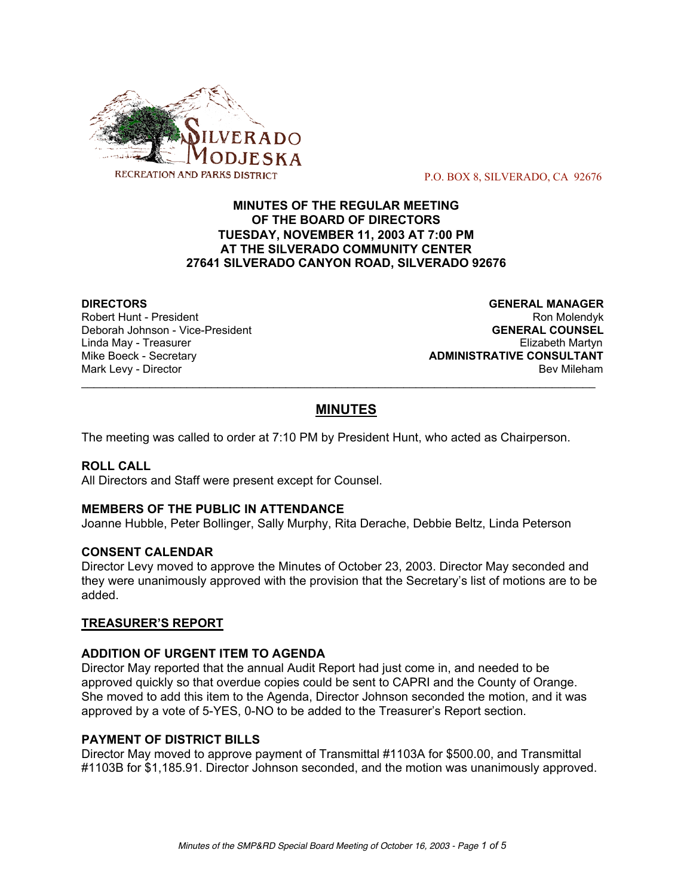SILVERADO MODJESKA
RECREATION AND PARKS DISTRICT

P.O. BOX 8, SILVERADO, CA 92676

**MINUTES OF THE REGULAR MEETING**
**OF THE BOARD OF DIRECTORS**
**TUESDAY, NOVEMBER 11, 2003 AT 7:00 PM**
**AT THE SILVERADO COMMUNITY CENTER**
**27641 SILVERADO CANYON ROAD, SILVERADO 92676**

**DIRECTORS**
Robert Hunt - President
Deborah Johnson - Vice-President
Linda May - Treasurer
Mike Boeck - Secretary
Mark Levy - Director

**GENERAL MANAGER**
Ron Molendyk
**GENERAL COUNSEL**
Elizabeth Martyn
**ADMINISTRATIVE CONSULTANT**
Bev Mileham

---

## MINUTES

The meeting was called to order at 7:10 PM by President Hunt, who acted as Chairperson.

### ROLL CALL

All Directors and Staff were present except for Counsel.

### MEMBERS OF THE PUBLIC IN ATTENDANCE

Joanne Hubble, Peter Bollinger, Sally Murphy, Rita Derache, Debbie Beltz, Linda Peterson

### CONSENT CALENDAR

Director Levy moved to approve the Minutes of October 23, 2003. Director May seconded and they were unanimously approved with the provision that the Secretary's list of motions are to be added.

### TREASURER'S REPORT

### ADDITION OF URGENT ITEM TO AGENDA

Director May reported that the annual Audit Report had just come in, and needed to be approved quickly so that overdue copies could be sent to CAPRI and the County of Orange. She moved to add this item to the Agenda, Director Johnson seconded the motion, and it was approved by a vote of 5-YES, 0-NO to be added to the Treasurer's Report section.

### PAYMENT OF DISTRICT BILLS

Director May moved to approve payment of Transmittal #1103A for $500.00, and Transmittal #1103B for $1,185.91. Director Johnson seconded, and the motion was unanimously approved.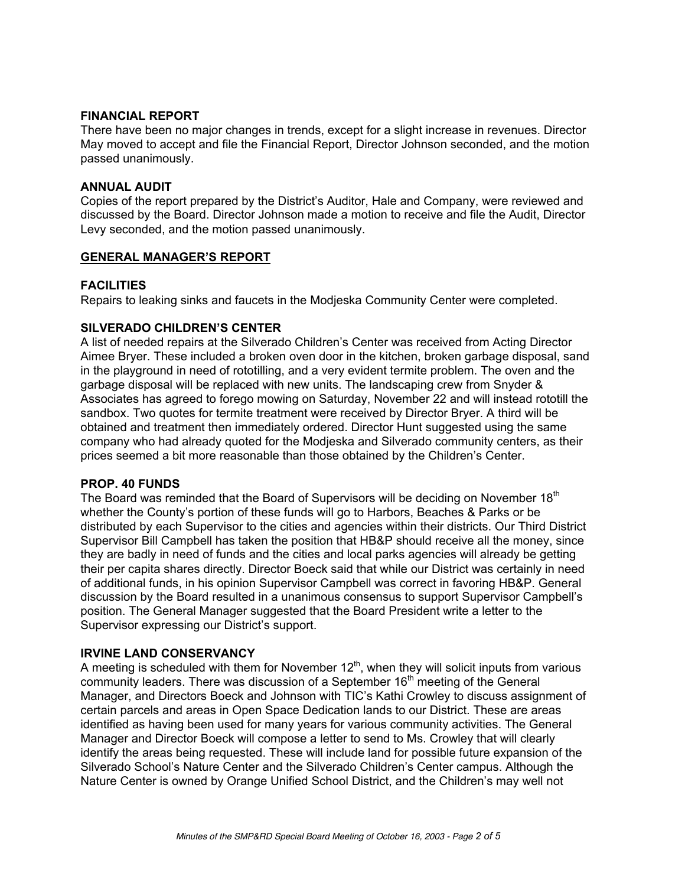## FINANCIAL REPORT

There have been no major changes in trends, except for a slight increase in revenues. Director May moved to accept and file the Financial Report, Director Johnson seconded, and the motion passed unanimously.

## ANNUAL AUDIT

Copies of the report prepared by the District's Auditor, Hale and Company, were reviewed and discussed by the Board. Director Johnson made a motion to receive and file the Audit, Director Levy seconded, and the motion passed unanimously.

## GENERAL MANAGER'S REPORT

### FACILITIES

Repairs to leaking sinks and faucets in the Modjeska Community Center were completed.

### SILVERADO CHILDREN'S CENTER

A list of needed repairs at the Silverado Children's Center was received from Acting Director Aimee Bryer. These included a broken oven door in the kitchen, broken garbage disposal, sand in the playground in need of rototilling, and a very evident termite problem. The oven and the garbage disposal will be replaced with new units. The landscaping crew from Snyder & Associates has agreed to forego mowing on Saturday, November 22 and will instead rototill the sandbox. Two quotes for termite treatment were received by Director Bryer. A third will be obtained and treatment then immediately ordered. Director Hunt suggested using the same company who had already quoted for the Modjeska and Silverado community centers, as their prices seemed a bit more reasonable than those obtained by the Children's Center.

### PROP. 40 FUNDS

The Board was reminded that the Board of Supervisors will be deciding on November 18th whether the County's portion of these funds will go to Harbors, Beaches & Parks or be distributed by each Supervisor to the cities and agencies within their districts. Our Third District Supervisor Bill Campbell has taken the position that HB&P should receive all the money, since they are badly in need of funds and the cities and local parks agencies will already be getting their per capita shares directly. Director Boeck said that while our District was certainly in need of additional funds, in his opinion Supervisor Campbell was correct in favoring HB&P. General discussion by the Board resulted in a unanimous consensus to support Supervisor Campbell's position. The General Manager suggested that the Board President write a letter to the Supervisor expressing our District's support.

### IRVINE LAND CONSERVANCY

A meeting is scheduled with them for November 12th, when they will solicit inputs from various community leaders. There was discussion of a September 16th meeting of the General Manager, and Directors Boeck and Johnson with TIC's Kathi Crowley to discuss assignment of certain parcels and areas in Open Space Dedication lands to our District. These are areas identified as having been used for many years for various community activities. The General Manager and Director Boeck will compose a letter to send to Ms. Crowley that will clearly identify the areas being requested. These will include land for possible future expansion of the Silverado School's Nature Center and the Silverado Children's Center campus. Although the Nature Center is owned by Orange Unified School District, and the Children's may well not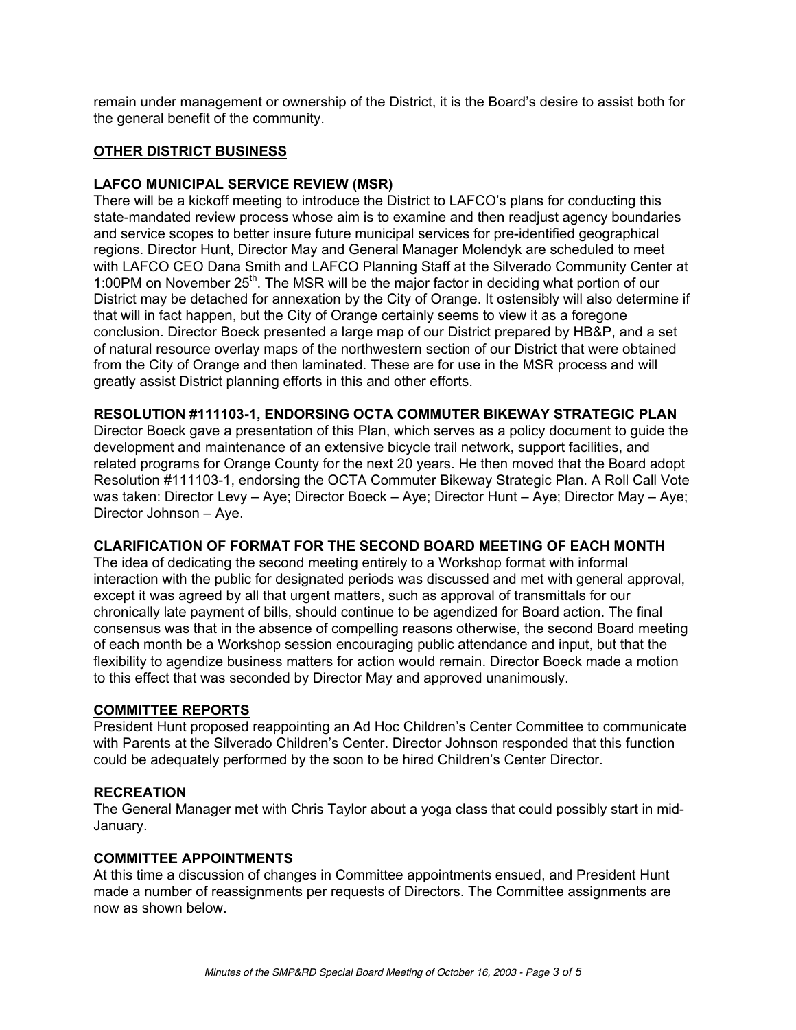remain under management or ownership of the District, it is the Board's desire to assist both for the general benefit of the community.

## OTHER DISTRICT BUSINESS

### LAFCO MUNICIPAL SERVICE REVIEW (MSR)

There will be a kickoff meeting to introduce the District to LAFCO's plans for conducting this state-mandated review process whose aim is to examine and then readjust agency boundaries and service scopes to better insure future municipal services for pre-identified geographical regions. Director Hunt, Director May and General Manager Molendyk are scheduled to meet with LAFCO CEO Dana Smith and LAFCO Planning Staff at the Silverado Community Center at 1:00PM on November 25th. The MSR will be the major factor in deciding what portion of our District may be detached for annexation by the City of Orange. It ostensibly will also determine if that will in fact happen, but the City of Orange certainly seems to view it as a foregone conclusion. Director Boeck presented a large map of our District prepared by HB&P, and a set of natural resource overlay maps of the northwestern section of our District that were obtained from the City of Orange and then laminated. These are for use in the MSR process and will greatly assist District planning efforts in this and other efforts.

### RESOLUTION #111103-1, ENDORSING OCTA COMMUTER BIKEWAY STRATEGIC PLAN

Director Boeck gave a presentation of this Plan, which serves as a policy document to guide the development and maintenance of an extensive bicycle trail network, support facilities, and related programs for Orange County for the next 20 years. He then moved that the Board adopt Resolution #111103-1, endorsing the OCTA Commuter Bikeway Strategic Plan. A Roll Call Vote was taken: Director Levy – Aye; Director Boeck – Aye; Director Hunt – Aye; Director May – Aye; Director Johnson – Aye.

### CLARIFICATION OF FORMAT FOR THE SECOND BOARD MEETING OF EACH MONTH

The idea of dedicating the second meeting entirely to a Workshop format with informal interaction with the public for designated periods was discussed and met with general approval, except it was agreed by all that urgent matters, such as approval of transmittals for our chronically late payment of bills, should continue to be agendized for Board action. The final consensus was that in the absence of compelling reasons otherwise, the second Board meeting of each month be a Workshop session encouraging public attendance and input, but that the flexibility to agendize business matters for action would remain. Director Boeck made a motion to this effect that was seconded by Director May and approved unanimously.

## COMMITTEE REPORTS

President Hunt proposed reappointing an Ad Hoc Children's Center Committee to communicate with Parents at the Silverado Children's Center. Director Johnson responded that this function could be adequately performed by the soon to be hired Children's Center Director.

### RECREATION

The General Manager met with Chris Taylor about a yoga class that could possibly start in mid-January.

### COMMITTEE APPOINTMENTS

At this time a discussion of changes in Committee appointments ensued, and President Hunt made a number of reassignments per requests of Directors. The Committee assignments are now as shown below.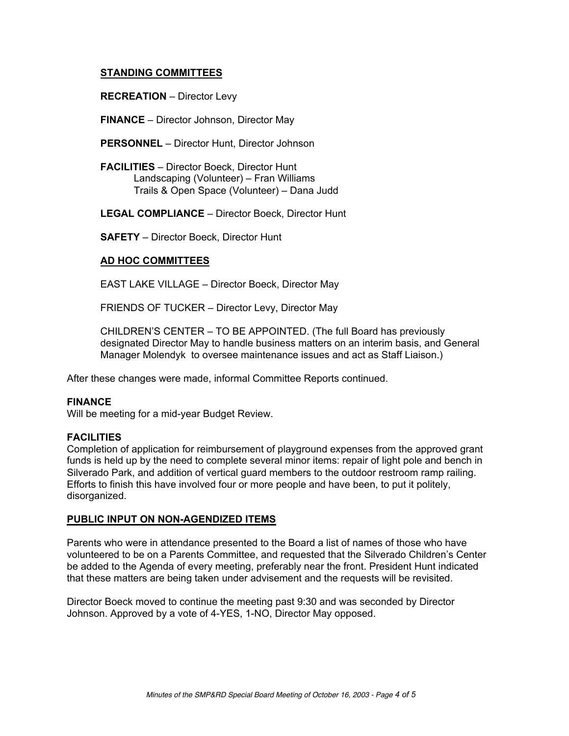## STANDING COMMITTEES

**RECREATION** – Director Levy

**FINANCE** – Director Johnson, Director May

**PERSONNEL** – Director Hunt, Director Johnson

**FACILITIES** – Director Boeck, Director Hunt
Landscaping (Volunteer) – Fran Williams
Trails & Open Space (Volunteer) – Dana Judd

**LEGAL COMPLIANCE** – Director Boeck, Director Hunt

**SAFETY** – Director Boeck, Director Hunt

## AD HOC COMMITTEES

EAST LAKE VILLAGE – Director Boeck, Director May

FRIENDS OF TUCKER – Director Levy, Director May

CHILDREN'S CENTER – TO BE APPOINTED. (The full Board has previously designated Director May to handle business matters on an interim basis, and General Manager Molendyk to oversee maintenance issues and act as Staff Liaison.)

After these changes were made, informal Committee Reports continued.

**FINANCE**
Will be meeting for a mid-year Budget Review.

**FACILITIES**
Completion of application for reimbursement of playground expenses from the approved grant funds is held up by the need to complete several minor items: repair of light pole and bench in Silverado Park, and addition of vertical guard members to the outdoor restroom ramp railing. Efforts to finish this have involved four or more people and have been, to put it politely, disorganized.

## PUBLIC INPUT ON NON-AGENDIZED ITEMS

Parents who were in attendance presented to the Board a list of names of those who have volunteered to be on a Parents Committee, and requested that the Silverado Children's Center be added to the Agenda of every meeting, preferably near the front. President Hunt indicated that these matters are being taken under advisement and the requests will be revisited.

Director Boeck moved to continue the meeting past 9:30 and was seconded by Director Johnson. Approved by a vote of 4-YES, 1-NO, Director May opposed.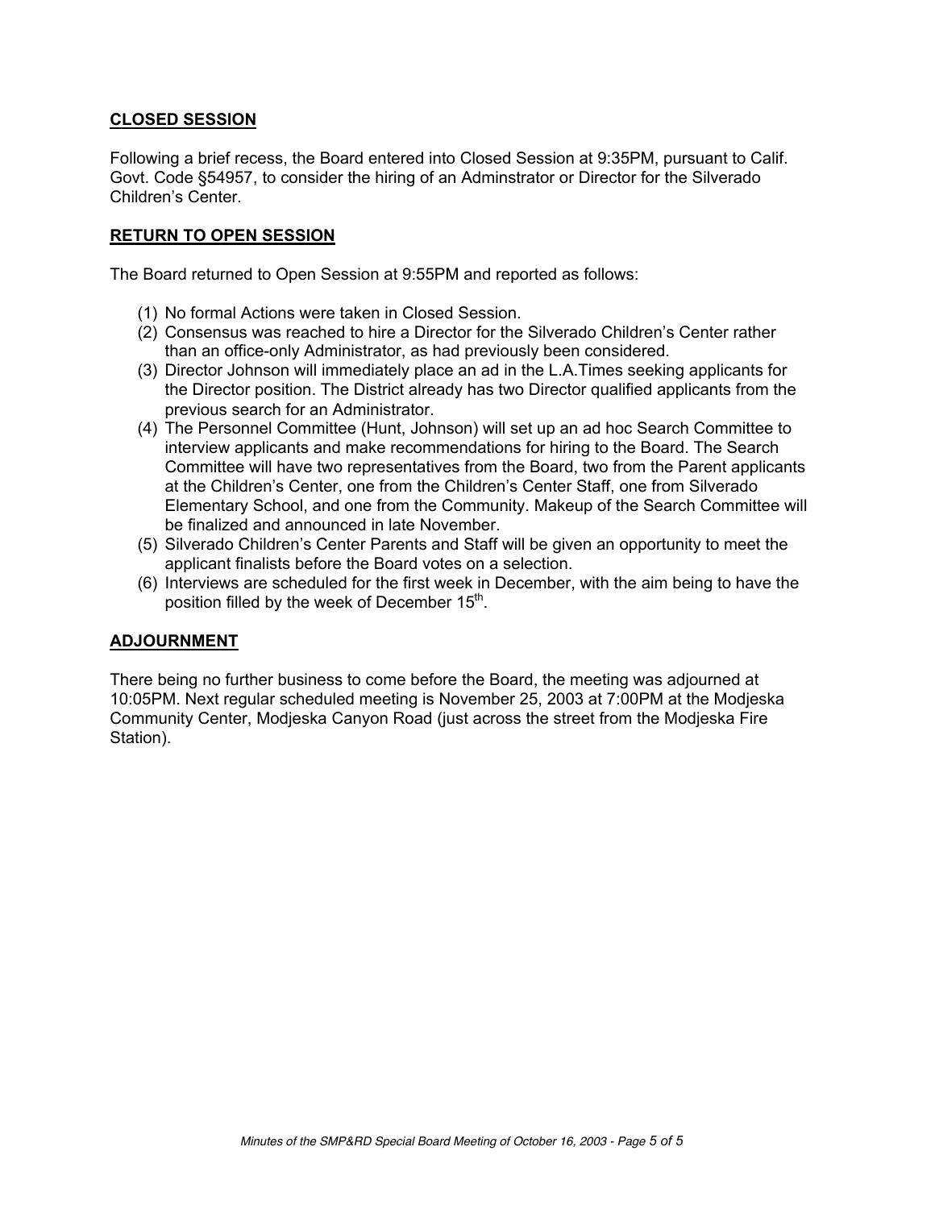**CLOSED SESSION**

Following a brief recess, the Board entered into Closed Session at 9:35PM, pursuant to Calif. Govt. Code §54957, to consider the hiring of an Adminstrator or Director for the Silverado Children's Center.

**RETURN TO OPEN SESSION**

The Board returned to Open Session at 9:55PM and reported as follows:

(1) No formal Actions were taken in Closed Session.
(2) Consensus was reached to hire a Director for the Silverado Children's Center rather than an office-only Administrator, as had previously been considered.
(3) Director Johnson will immediately place an ad in the L.A.Times seeking applicants for the Director position. The District already has two Director qualified applicants from the previous search for an Administrator.
(4) The Personnel Committee (Hunt, Johnson) will set up an ad hoc Search Committee to interview applicants and make recommendations for hiring to the Board. The Search Committee will have two representatives from the Board, two from the Parent applicants at the Children's Center, one from the Children's Center Staff, one from Silverado Elementary School, and one from the Community. Makeup of the Search Committee will be finalized and announced in late November.
(5) Silverado Children's Center Parents and Staff will be given an opportunity to meet the applicant finalists before the Board votes on a selection.
(6) Interviews are scheduled for the first week in December, with the aim being to have the position filled by the week of December 15th.

**ADJOURNMENT**

There being no further business to come before the Board, the meeting was adjourned at 10:05PM. Next regular scheduled meeting is November 25, 2003 at 7:00PM at the Modjeska Community Center, Modjeska Canyon Road (just across the street from the Modjeska Fire Station).